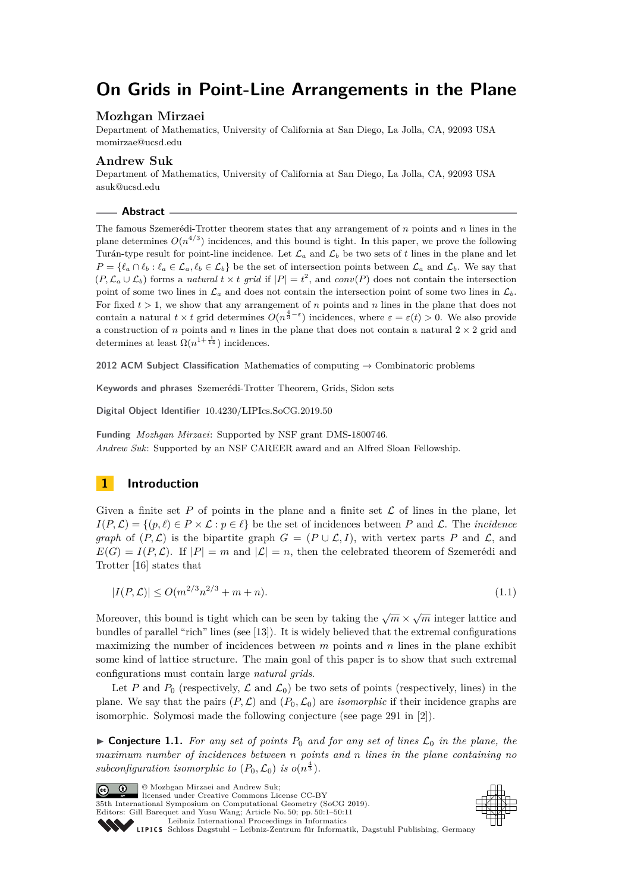# On Grids in Point-Line Arrangements in the Plane

## Mozhgan Mirzaei

Department of Mathematics, University of California at San Diego, La Jolla, CA, 92093 USA
momirzae@ucsd.edu

## Andrew Suk

Department of Mathematics, University of California at San Diego, La Jolla, CA, 92093 USA
asuk@ucsd.edu

## Abstract

The famous Szemerédi-Trotter theorem states that any arrangement of $n$ points and $n$ lines in the plane determines $O(n^{4/3})$ incidences, and this bound is tight. In this paper, we prove the following Turán-type result for point-line incidence. Let $\mathcal{L}_a$ and $\mathcal{L}_b$ be two sets of $t$ lines in the plane and let $P = \{\ell_a \cap \ell_b : \ell_a \in \mathcal{L}_a, \ell_b \in \mathcal{L}_b\}$ be the set of intersection points between $\mathcal{L}_a$ and $\mathcal{L}_b$. We say that $(P, \mathcal{L}_a \cup \mathcal{L}_b)$ forms a *natural* $t \times t$ *grid* if $|P| = t^2$, and $conv(P)$ does not contain the intersection point of some two lines in $\mathcal{L}_a$ and does not contain the intersection point of some two lines in $\mathcal{L}_b$. For fixed $t > 1$, we show that any arrangement of $n$ points and $n$ lines in the plane that does not contain a natural $t \times t$ grid determines $O(n^{\frac{4}{3}-\varepsilon})$ incidences, where $\varepsilon = \varepsilon(t) > 0$. We also provide a construction of $n$ points and $n$ lines in the plane that does not contain a natural $2 \times 2$ grid and determines at least $\Omega(n^{1+\frac{1}{14}})$ incidences.

**2012 ACM Subject Classification** Mathematics of computing → Combinatoric problems

**Keywords and phrases** Szemerédi-Trotter Theorem, Grids, Sidon sets

**Digital Object Identifier** 10.4230/LIPIcs.SoCG.2019.50

**Funding** *Mozhgan Mirzaei*: Supported by NSF grant DMS-1800746.
*Andrew Suk*: Supported by an NSF CAREER award and an Alfred Sloan Fellowship.

## 1 Introduction

Given a finite set $P$ of points in the plane and a finite set $\mathcal{L}$ of lines in the plane, let $I(P, \mathcal{L}) = \{(p, \ell) \in P \times \mathcal{L} : p \in \ell\}$ be the set of incidences between $P$ and $\mathcal{L}$. The *incidence graph* of $(P, \mathcal{L})$ is the bipartite graph $G = (P \cup \mathcal{L}, I)$, with vertex parts $P$ and $\mathcal{L}$, and $E(G) = I(P, \mathcal{L})$. If $|P| = m$ and $|\mathcal{L}| = n$, then the celebrated theorem of Szemerédi and Trotter [16] states that

$$|I(P, \mathcal{L})| \leq O(m^{2/3} n^{2/3} + m + n). \tag{1.1}$$

Moreover, this bound is tight which can be seen by taking the $\sqrt{m} \times \sqrt{m}$ integer lattice and bundles of parallel "rich" lines (see [13]). It is widely believed that the extremal configurations maximizing the number of incidences between $m$ points and $n$ lines in the plane exhibit some kind of lattice structure. The main goal of this paper is to show that such extremal configurations must contain large *natural grids*.

Let $P$ and $P_0$ (respectively, $\mathcal{L}$ and $\mathcal{L}_0$) be two sets of points (respectively, lines) in the plane. We say that the pairs $(P, \mathcal{L})$ and $(P_0, \mathcal{L}_0)$ are *isomorphic* if their incidence graphs are isomorphic. Solymosi made the following conjecture (see page 291 in [2]).

▶ **Conjecture 1.1.** *For any set of points $P_0$ and for any set of lines $\mathcal{L}_0$ in the plane, the maximum number of incidences between $n$ points and $n$ lines in the plane containing no subconfiguration isomorphic to $(P_0, \mathcal{L}_0)$ is $o(n^{\frac{4}{3}})$.*

© Mozhgan Mirzaei and Andrew Suk;
licensed under Creative Commons License CC-BY
35th International Symposium on Computational Geometry (SoCG 2019).
Editors: Gill Barequet and Yusu Wang; Article No. 50; pp. 50:1–50:11
Leibniz International Proceedings in Informatics
LIPICS Schloss Dagstuhl – Leibniz-Zentrum für Informatik, Dagstuhl Publishing, Germany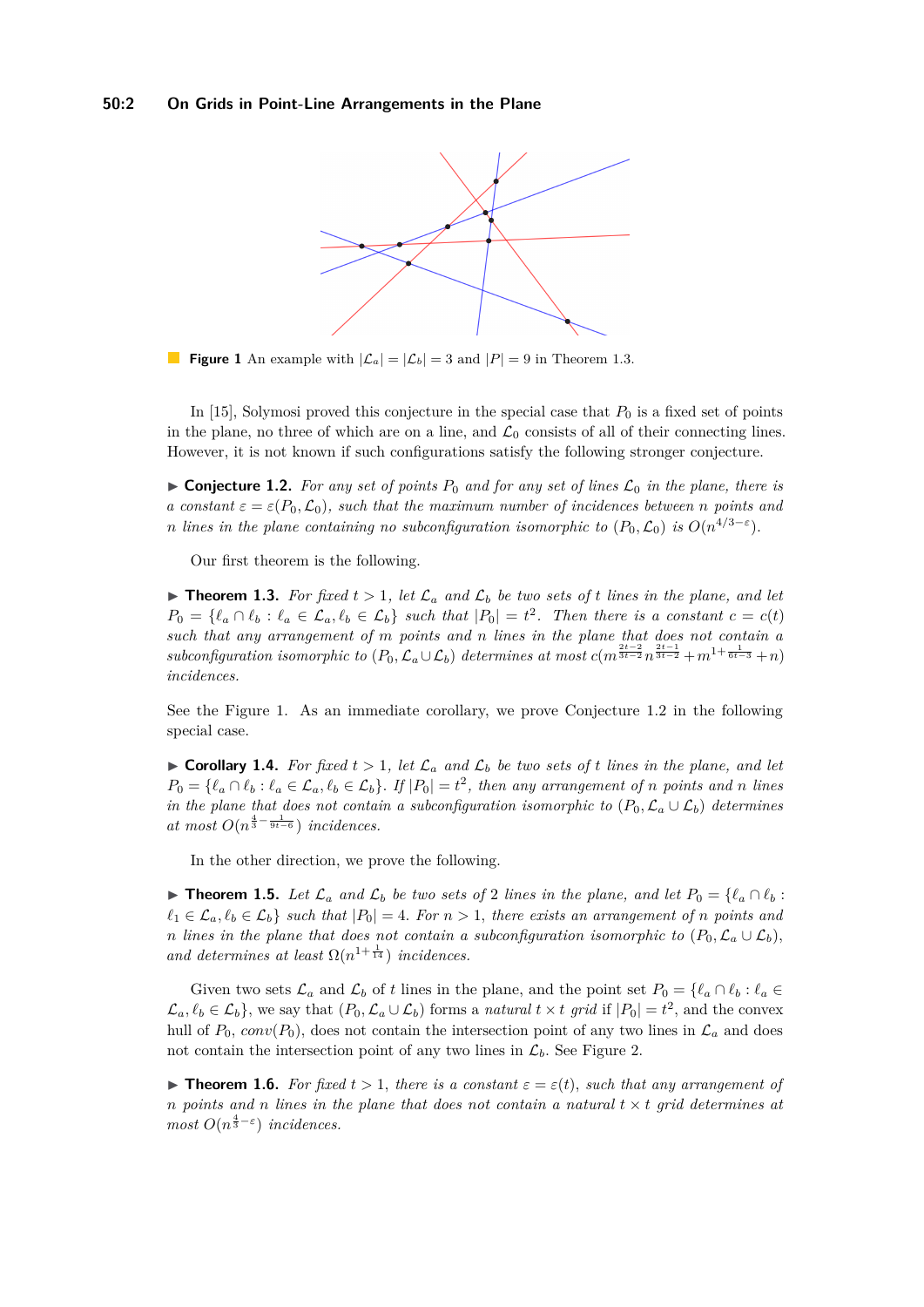**Figure 1** An example with $|\mathcal{L}_a| = |\mathcal{L}_b| = 3$ and $|P| = 9$ in Theorem 1.3.

In [15], Solymosi proved this conjecture in the special case that $P_0$ is a fixed set of points in the plane, no three of which are on a line, and $\mathcal{L}_0$ consists of all of their connecting lines. However, it is not known if such configurations satisfy the following stronger conjecture.

▶ **Conjecture 1.2.** *For any set of points $P_0$ and for any set of lines $\mathcal{L}_0$ in the plane, there is a constant $\varepsilon = \varepsilon(P_0, \mathcal{L}_0)$, such that the maximum number of incidences between $n$ points and $n$ lines in the plane containing no subconfiguration isomorphic to $(P_0, \mathcal{L}_0)$ is $O(n^{4/3-\varepsilon})$.*

Our first theorem is the following.

▶ **Theorem 1.3.** *For fixed $t > 1$, let $\mathcal{L}_a$ and $\mathcal{L}_b$ be two sets of $t$ lines in the plane, and let $P_0 = \{\ell_a \cap \ell_b : \ell_a \in \mathcal{L}_a, \ell_b \in \mathcal{L}_b\}$ such that $|P_0| = t^2$. Then there is a constant $c = c(t)$ such that any arrangement of $m$ points and $n$ lines in the plane that does not contain a subconfiguration isomorphic to $(P_0, \mathcal{L}_a \cup \mathcal{L}_b)$ determines at most $c(m^{\frac{2t-2}{3t-2}} n^{\frac{2t-1}{3t-2}} + m^{1+\frac{1}{6t-3}} + n)$ incidences.*

See the Figure 1. As an immediate corollary, we prove Conjecture 1.2 in the following special case.

▶ **Corollary 1.4.** *For fixed $t > 1$, let $\mathcal{L}_a$ and $\mathcal{L}_b$ be two sets of $t$ lines in the plane, and let $P_0 = \{\ell_a \cap \ell_b : \ell_a \in \mathcal{L}_a, \ell_b \in \mathcal{L}_b\}$. If $|P_0| = t^2$, then any arrangement of $n$ points and $n$ lines in the plane that does not contain a subconfiguration isomorphic to $(P_0, \mathcal{L}_a \cup \mathcal{L}_b)$ determines at most $O(n^{\frac{4}{3}-\frac{1}{9t-6}})$ incidences.*

In the other direction, we prove the following.

▶ **Theorem 1.5.** *Let $\mathcal{L}_a$ and $\mathcal{L}_b$ be two sets of 2 lines in the plane, and let $P_0 = \{\ell_a \cap \ell_b : \ell_1 \in \mathcal{L}_a, \ell_b \in \mathcal{L}_b\}$ such that $|P_0| = 4$. For $n > 1$, there exists an arrangement of $n$ points and $n$ lines in the plane that does not contain a subconfiguration isomorphic to $(P_0, \mathcal{L}_a \cup \mathcal{L}_b)$, and determines at least $\Omega(n^{1+\frac{1}{14}})$ incidences.*

Given two sets $\mathcal{L}_a$ and $\mathcal{L}_b$ of $t$ lines in the plane, and the point set $P_0 = \{\ell_a \cap \ell_b : \ell_a \in \mathcal{L}_a, \ell_b \in \mathcal{L}_b\}$, we say that $(P_0, \mathcal{L}_a \cup \mathcal{L}_b)$ forms a *natural $t \times t$ grid* if $|P_0| = t^2$, and the convex hull of $P_0$, $conv(P_0)$, does not contain the intersection point of any two lines in $\mathcal{L}_a$ and does not contain the intersection point of any two lines in $\mathcal{L}_b$. See Figure 2.

▶ **Theorem 1.6.** *For fixed $t > 1$, there is a constant $\varepsilon = \varepsilon(t)$, such that any arrangement of $n$ points and $n$ lines in the plane that does not contain a natural $t \times t$ grid determines at most $O(n^{\frac{4}{3}-\varepsilon})$ incidences.*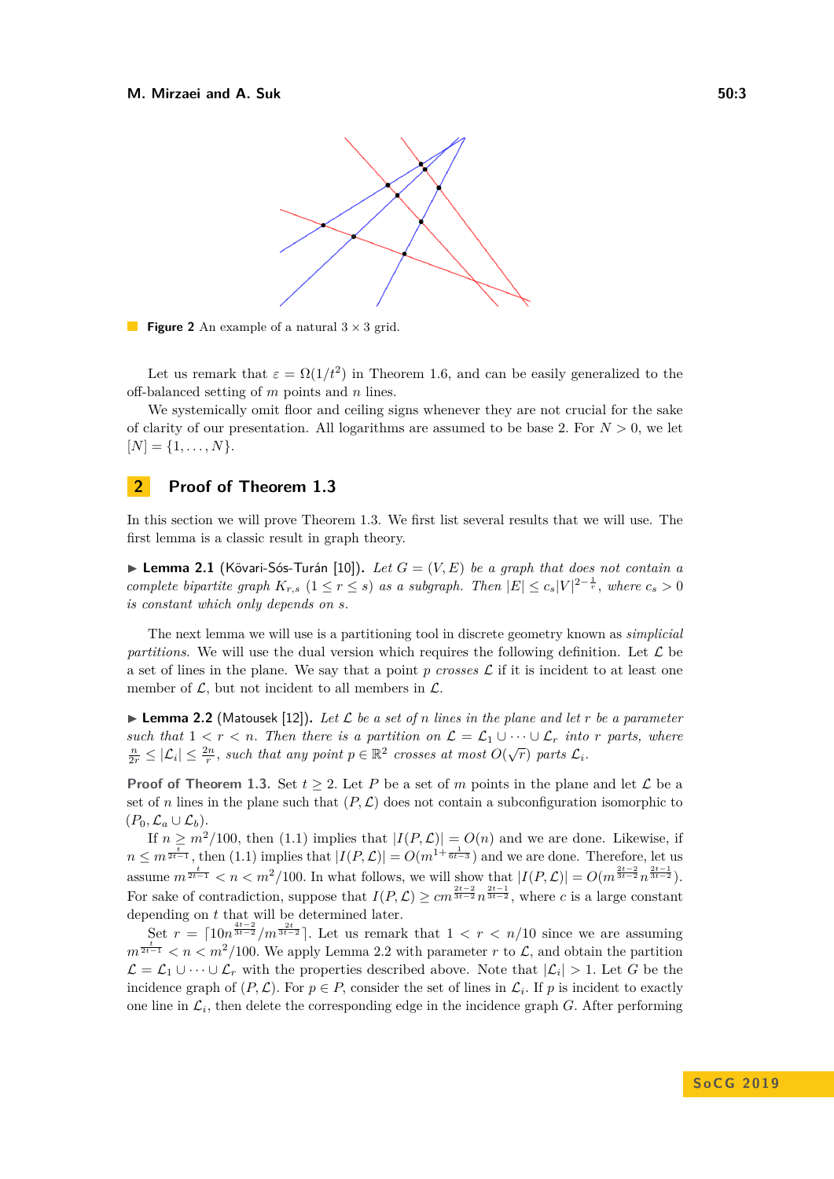**Figure 2** An example of a natural $3 \times 3$ grid.

Let us remark that $\varepsilon = \Omega(1/t^2)$ in Theorem 1.6, and can be easily generalized to the off-balanced setting of $m$ points and $n$ lines.

We systemically omit floor and ceiling signs whenever they are not crucial for the sake of clarity of our presentation. All logarithms are assumed to be base 2. For $N > 0$, we let $[N] = \{1, \ldots, N\}$.

## 2 Proof of Theorem 1.3

In this section we will prove Theorem 1.3. We first list several results that we will use. The first lemma is a classic result in graph theory.

▶ **Lemma 2.1** (Kövari-Sós-Turán [10]). *Let $G = (V, E)$ be a graph that does not contain a complete bipartite graph $K_{r,s}$ $(1 \leq r \leq s)$ as a subgraph. Then $|E| \leq c_s|V|^{2-\frac{1}{r}}$, where $c_s > 0$ is constant which only depends on $s$.*

The next lemma we will use is a partitioning tool in discrete geometry known as *simplicial partitions.* We will use the dual version which requires the following definition. Let $\mathcal{L}$ be a set of lines in the plane. We say that a point $p$ *crosses* $\mathcal{L}$ if it is incident to at least one member of $\mathcal{L}$, but not incident to all members in $\mathcal{L}$.

▶ **Lemma 2.2** (Matousek [12]). *Let $\mathcal{L}$ be a set of $n$ lines in the plane and let $r$ be a parameter such that $1 < r < n$. Then there is a partition on $\mathcal{L} = \mathcal{L}_1 \cup \cdots \cup \mathcal{L}_r$ into $r$ parts, where $\frac{n}{2r} \leq |\mathcal{L}_i| \leq \frac{2n}{r}$, such that any point $p \in \mathbb{R}^2$ crosses at most $O(\sqrt{r})$ parts $\mathcal{L}_i$.*

**Proof of Theorem 1.3.** Set $t \geq 2$. Let $P$ be a set of $m$ points in the plane and let $\mathcal{L}$ be a set of $n$ lines in the plane such that $(P, \mathcal{L})$ does not contain a subconfiguration isomorphic to $(P_0, \mathcal{L}_a \cup \mathcal{L}_b)$.

If $n \geq m^2/100$, then (1.1) implies that $|I(P, \mathcal{L})| = O(n)$ and we are done. Likewise, if $n \leq m^{\frac{t}{2t-1}}$, then (1.1) implies that $|I(P, \mathcal{L})| = O(m^{1+\frac{1}{6t-3}})$ and we are done. Therefore, let us assume $m^{\frac{t}{2t-1}} < n < m^2/100$. In what follows, we will show that $|I(P, \mathcal{L})| = O(m^{\frac{2t-2}{3t-2}} n^{\frac{2t-1}{3t-2}})$. For sake of contradiction, suppose that $I(P, \mathcal{L}) \geq cm^{\frac{2t-2}{3t-2}} n^{\frac{2t-1}{3t-2}}$, where $c$ is a large constant depending on $t$ that will be determined later.

Set $r = \lceil 10n^{\frac{4t-2}{3t-2}}/m^{\frac{2t}{3t-2}} \rceil$. Let us remark that $1 < r < n/10$ since we are assuming $m^{\frac{t}{2t-1}} < n < m^2/100$. We apply Lemma 2.2 with parameter $r$ to $\mathcal{L}$, and obtain the partition $\mathcal{L} = \mathcal{L}_1 \cup \cdots \cup \mathcal{L}_r$ with the properties described above. Note that $|\mathcal{L}_i| > 1$. Let $G$ be the incidence graph of $(P, \mathcal{L})$. For $p \in P$, consider the set of lines in $\mathcal{L}_i$. If $p$ is incident to exactly one line in $\mathcal{L}_i$, then delete the corresponding edge in the incidence graph $G$. After performing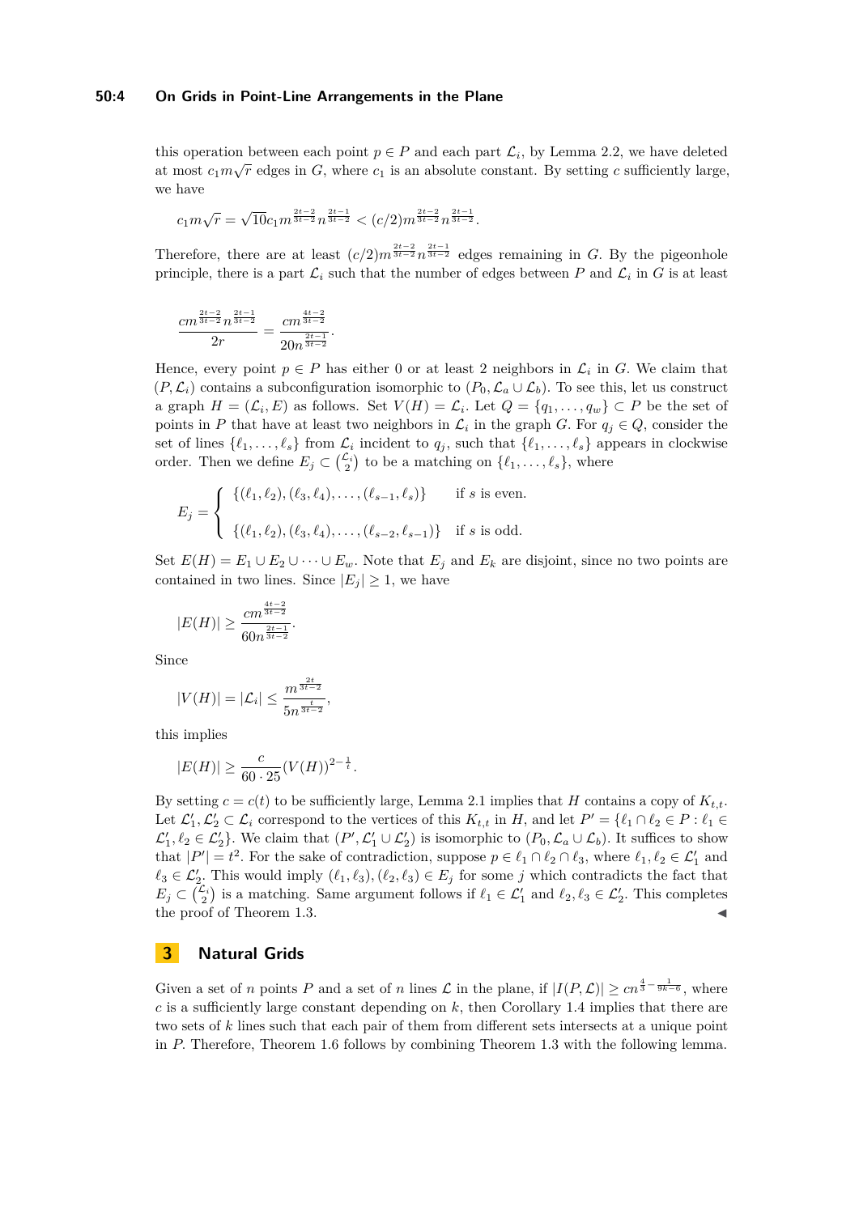this operation between each point $p \in P$ and each part $\mathcal{L}_i$, by Lemma 2.2, we have deleted at most $c_1 m\sqrt{r}$ edges in $G$, where $c_1$ is an absolute constant. By setting $c$ sufficiently large, we have

$$c_1 m\sqrt{r} = \sqrt{10}c_1 m^{\frac{2t-2}{3t-2}} n^{\frac{2t-1}{3t-2}} < (c/2)m^{\frac{2t-2}{3t-2}} n^{\frac{2t-1}{3t-2}}.$$

Therefore, there are at least $(c/2)m^{\frac{2t-2}{3t-2}} n^{\frac{2t-1}{3t-2}}$ edges remaining in $G$. By the pigeonhole principle, there is a part $\mathcal{L}_i$ such that the number of edges between $P$ and $\mathcal{L}_i$ in $G$ is at least

$$\frac{cm^{\frac{2t-2}{3t-2}} n^{\frac{2t-1}{3t-2}}}{2r} = \frac{cm^{\frac{4t-2}{3t-2}}}{20n^{\frac{2t-1}{3t-2}}}.$$

Hence, every point $p \in P$ has either 0 or at least 2 neighbors in $\mathcal{L}_i$ in $G$. We claim that $(P, \mathcal{L}_i)$ contains a subconfiguration isomorphic to $(P_0, \mathcal{L}_a \cup \mathcal{L}_b)$. To see this, let us construct a graph $H = (\mathcal{L}_i, E)$ as follows. Set $V(H) = \mathcal{L}_i$. Let $Q = \{q_1, \ldots, q_w\} \subset P$ be the set of points in $P$ that have at least two neighbors in $\mathcal{L}_i$ in the graph $G$. For $q_j \in Q$, consider the set of lines $\{\ell_1, \ldots, \ell_s\}$ from $\mathcal{L}_i$ incident to $q_j$, such that $\{\ell_1, \ldots, \ell_s\}$ appears in clockwise order. Then we define $E_j \subset \binom{\mathcal{L}_i}{2}$ to be a matching on $\{\ell_1, \ldots, \ell_s\}$, where

$$E_j = \begin{cases} \{(\ell_1, \ell_2), (\ell_3, \ell_4), \ldots, (\ell_{s-1}, \ell_s)\} & \text{if } s \text{ is even.} \\ \\ \{(\ell_1, \ell_2), (\ell_3, \ell_4), \ldots, (\ell_{s-2}, \ell_{s-1})\} & \text{if } s \text{ is odd.} \end{cases}$$

Set $E(H) = E_1 \cup E_2 \cup \cdots \cup E_w$. Note that $E_j$ and $E_k$ are disjoint, since no two points are contained in two lines. Since $|E_j| \geq 1$, we have

$$|E(H)| \geq \frac{cm^{\frac{4t-2}{3t-2}}}{60n^{\frac{2t-1}{3t-2}}}.$$

Since

$$|V(H)| = |\mathcal{L}_i| \leq \frac{m^{\frac{2t}{3t-2}}}{5n^{\frac{t}{3t-2}}},$$

this implies

$$|E(H)| \geq \frac{c}{60 \cdot 25}(V(H))^{2-\frac{1}{t}}.$$

By setting $c = c(t)$ to be sufficiently large, Lemma 2.1 implies that $H$ contains a copy of $K_{t,t}$. Let $\mathcal{L}'_1, \mathcal{L}'_2 \subset \mathcal{L}_i$ correspond to the vertices of this $K_{t,t}$ in $H$, and let $P' = \{\ell_1 \cap \ell_2 \in P : \ell_1 \in \mathcal{L}'_1, \ell_2 \in \mathcal{L}'_2\}$. We claim that $(P', \mathcal{L}'_1 \cup \mathcal{L}'_2)$ is isomorphic to $(P_0, \mathcal{L}_a \cup \mathcal{L}_b)$. It suffices to show that $|P'| = t^2$. For the sake of contradiction, suppose $p \in \ell_1 \cap \ell_2 \cap \ell_3$, where $\ell_1, \ell_2 \in \mathcal{L}'_1$ and $\ell_3 \in \mathcal{L}'_2$. This would imply $(\ell_1, \ell_3), (\ell_2, \ell_3) \in E_j$ for some $j$ which contradicts the fact that $E_j \subset \binom{\mathcal{L}_i}{2}$ is a matching. Same argument follows if $\ell_1 \in \mathcal{L}'_1$ and $\ell_2, \ell_3 \in \mathcal{L}'_2$. This completes the proof of Theorem 1.3. ◀

## 3 Natural Grids

Given a set of $n$ points $P$ and a set of $n$ lines $\mathcal{L}$ in the plane, if $|I(P, \mathcal{L})| \geq cn^{\frac{4}{3} - \frac{1}{9k-6}}$, where $c$ is a sufficiently large constant depending on $k$, then Corollary 1.4 implies that there are two sets of $k$ lines such that each pair of them from different sets intersects at a unique point in $P$. Therefore, Theorem 1.6 follows by combining Theorem 1.3 with the following lemma.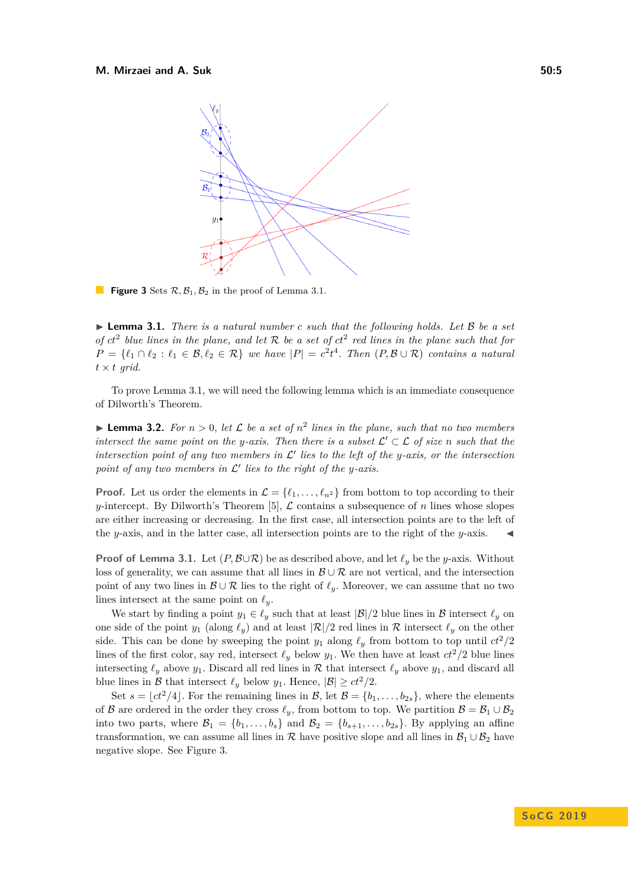**Figure 3** Sets $\mathcal{R}, \mathcal{B}_1, \mathcal{B}_2$ in the proof of Lemma 3.1.

▶ **Lemma 3.1.** *There is a natural number $c$ such that the following holds. Let $\mathcal{B}$ be a set of $ct^2$ blue lines in the plane, and let $\mathcal{R}$ be a set of $ct^2$ red lines in the plane such that for $P = \{\ell_1 \cap \ell_2 : \ell_1 \in \mathcal{B}, \ell_2 \in \mathcal{R}\}$ we have $|P| = c^2t^4$. Then $(P, \mathcal{B} \cup \mathcal{R})$ contains a natural $t \times t$ grid.*

To prove Lemma 3.1, we will need the following lemma which is an immediate consequence of Dilworth's Theorem.

▶ **Lemma 3.2.** *For $n > 0$, let $\mathcal{L}$ be a set of $n^2$ lines in the plane, such that no two members intersect the same point on the $y$-axis. Then there is a subset $\mathcal{L}' \subset \mathcal{L}$ of size $n$ such that the intersection point of any two members in $\mathcal{L}'$ lies to the left of the $y$-axis, or the intersection point of any two members in $\mathcal{L}'$ lies to the right of the $y$-axis.*

**Proof.** Let us order the elements in $\mathcal{L} = \{\ell_1, \ldots, \ell_{n^2}\}$ from bottom to top according to their $y$-intercept. By Dilworth's Theorem [5], $\mathcal{L}$ contains a subsequence of $n$ lines whose slopes are either increasing or decreasing. In the first case, all intersection points are to the left of the $y$-axis, and in the latter case, all intersection points are to the right of the $y$-axis. ◀

**Proof of Lemma 3.1.** Let $(P, \mathcal{B} \cup \mathcal{R})$ be as described above, and let $\ell_y$ be the $y$-axis. Without loss of generality, we can assume that all lines in $\mathcal{B} \cup \mathcal{R}$ are not vertical, and the intersection point of any two lines in $\mathcal{B} \cup \mathcal{R}$ lies to the right of $\ell_y$. Moreover, we can assume that no two lines intersect at the same point on $\ell_y$.

We start by finding a point $y_1 \in \ell_y$ such that at least $|\mathcal{B}|/2$ blue lines in $\mathcal{B}$ intersect $\ell_y$ on one side of the point $y_1$ (along $\ell_y$) and at least $|\mathcal{R}|/2$ red lines in $\mathcal{R}$ intersect $\ell_y$ on the other side. This can be done by sweeping the point $y_1$ along $\ell_y$ from bottom to top until $ct^2/2$ lines of the first color, say red, intersect $\ell_y$ below $y_1$. We then have at least $ct^2/2$ blue lines intersecting $\ell_y$ above $y_1$. Discard all red lines in $\mathcal{R}$ that intersect $\ell_y$ above $y_1$, and discard all blue lines in $\mathcal{B}$ that intersect $\ell_y$ below $y_1$. Hence, $|\mathcal{B}| \geq ct^2/2$.

Set $s = \lfloor ct^2/4 \rfloor$. For the remaining lines in $\mathcal{B}$, let $\mathcal{B} = \{b_1, \ldots, b_{2s}\}$, where the elements of $\mathcal{B}$ are ordered in the order they cross $\ell_y$, from bottom to top. We partition $\mathcal{B} = \mathcal{B}_1 \cup \mathcal{B}_2$ into two parts, where $\mathcal{B}_1 = \{b_1, \ldots, b_s\}$ and $\mathcal{B}_2 = \{b_{s+1}, \ldots, b_{2s}\}$. By applying an affine transformation, we can assume all lines in $\mathcal{R}$ have positive slope and all lines in $\mathcal{B}_1 \cup \mathcal{B}_2$ have negative slope. See Figure 3.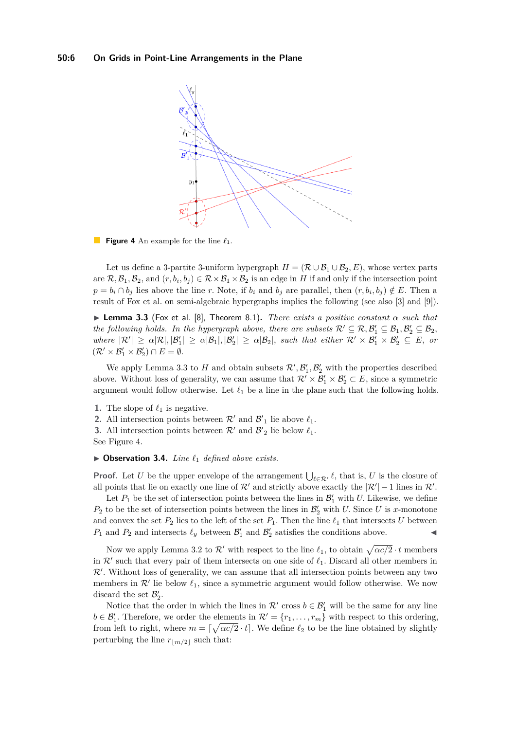**Figure 4** An example for the line $\ell_1$.

Let us define a 3-partite 3-uniform hypergraph $H = (\mathcal{R} \cup \mathcal{B}_1 \cup \mathcal{B}_2, E)$, whose vertex parts are $\mathcal{R}, \mathcal{B}_1, \mathcal{B}_2$, and $(r, b_i, b_j) \in \mathcal{R} \times \mathcal{B}_1 \times \mathcal{B}_2$ is an edge in $H$ if and only if the intersection point $p = b_i \cap b_j$ lies above the line $r$. Note, if $b_i$ and $b_j$ are parallel, then $(r, b_i, b_j) \notin E$. Then a result of Fox et al. on semi-algebraic hypergraphs implies the following (see also [3] and [9]).

▶ **Lemma 3.3** (Fox et al. [8], Theorem 8.1). *There exists a positive constant $\alpha$ such that the following holds. In the hypergraph above, there are subsets $\mathcal{R}' \subseteq \mathcal{R}, \mathcal{B}'_1 \subseteq \mathcal{B}_1, \mathcal{B}'_2 \subseteq \mathcal{B}_2$, where $|\mathcal{R}'| \geq \alpha|\mathcal{R}|, |\mathcal{B}'_1| \geq \alpha|\mathcal{B}_1|, |\mathcal{B}'_2| \geq \alpha|\mathcal{B}_2|$, such that either $\mathcal{R}' \times \mathcal{B}'_1 \times \mathcal{B}'_2 \subseteq E$, or $(\mathcal{R}' \times \mathcal{B}'_1 \times \mathcal{B}'_2) \cap E = \emptyset$.*

We apply Lemma 3.3 to $H$ and obtain subsets $\mathcal{R}', \mathcal{B}'_1, \mathcal{B}'_2$ with the properties described above. Without loss of generality, we can assume that $\mathcal{R}' \times \mathcal{B}'_1 \times \mathcal{B}'_2 \subset E$, since a symmetric argument would follow otherwise. Let $\ell_1$ be a line in the plane such that the following holds.

1. The slope of $\ell_1$ is negative.
2. All intersection points between $\mathcal{R}'$ and $\mathcal{B}'_1$ lie above $\ell_1$.
3. All intersection points between $\mathcal{R}'$ and $\mathcal{B}'_2$ lie below $\ell_1$.

See Figure 4.

▶ **Observation 3.4.** *Line $\ell_1$ defined above exists.*

**Proof.** Let $U$ be the upper envelope of the arrangement $\bigcup_{\ell \in \mathcal{R}'} \ell$, that is, $U$ is the closure of all points that lie on exactly one line of $\mathcal{R}'$ and strictly above exactly the $|\mathcal{R}'| - 1$ lines in $\mathcal{R}'$.

Let $P_1$ be the set of intersection points between the lines in $\mathcal{B}'_1$ with $U$. Likewise, we define $P_2$ to be the set of intersection points between the lines in $\mathcal{B}'_2$ with $U$. Since $U$ is $x$-monotone and convex the set $P_2$ lies to the left of the set $P_1$. Then the line $\ell_1$ that intersects $U$ between $P_1$ and $P_2$ and intersects $\ell_y$ between $\mathcal{B}'_1$ and $\mathcal{B}'_2$ satisfies the conditions above. ◀

Now we apply Lemma 3.2 to $\mathcal{R}'$ with respect to the line $\ell_1$, to obtain $\sqrt{\alpha c/2} \cdot t$ members in $\mathcal{R}'$ such that every pair of them intersects on one side of $\ell_1$. Discard all other members in $\mathcal{R}'$. Without loss of generality, we can assume that all intersection points between any two members in $\mathcal{R}'$ lie below $\ell_1$, since a symmetric argument would follow otherwise. We now discard the set $\mathcal{B}'_2$.

Notice that the order in which the lines in $\mathcal{R}'$ cross $b \in \mathcal{B}'_1$ will be the same for any line $b \in \mathcal{B}'_1$. Therefore, we order the elements in $\mathcal{R}' = \{r_1, \ldots, r_m\}$ with respect to this ordering, from left to right, where $m = \lceil \sqrt{\alpha c/2} \cdot t \rceil$. We define $\ell_2$ to be the line obtained by slightly perturbing the line $r_{\lfloor m/2 \rfloor}$ such that: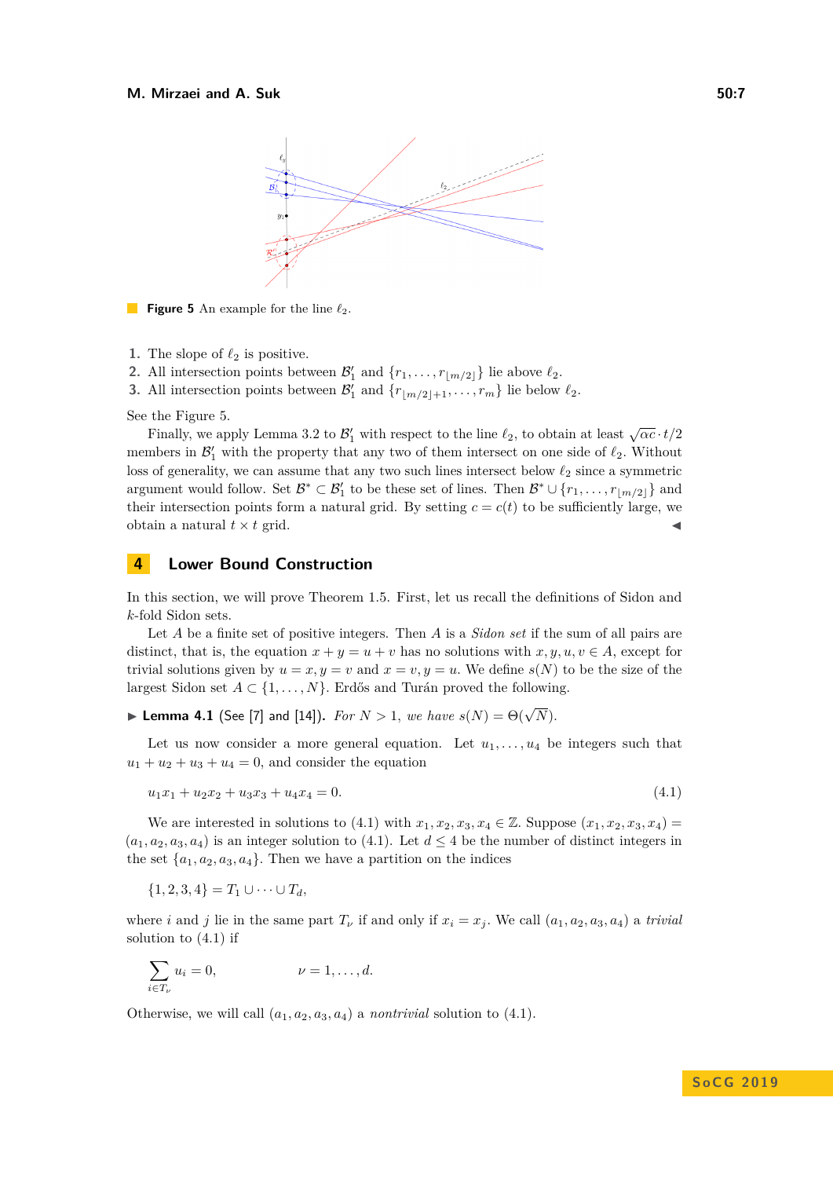**Figure 5** An example for the line $\ell_2$.

1. The slope of $\ell_2$ is positive.
2. All intersection points between $\mathcal{B}_1'$ and $\{r_1, \ldots, r_{\lfloor m/2 \rfloor}\}$ lie above $\ell_2$.
3. All intersection points between $\mathcal{B}_1'$ and $\{r_{\lfloor m/2 \rfloor+1}, \ldots, r_m\}$ lie below $\ell_2$.

See the Figure 5.

Finally, we apply Lemma 3.2 to $\mathcal{B}_1'$ with respect to the line $\ell_2$, to obtain at least $\sqrt{\alpha c} \cdot t/2$ members in $\mathcal{B}_1'$ with the property that any two of them intersect on one side of $\ell_2$. Without loss of generality, we can assume that any two such lines intersect below $\ell_2$ since a symmetric argument would follow. Set $\mathcal{B}^* \subset \mathcal{B}_1'$ to be these set of lines. Then $\mathcal{B}^* \cup \{r_1, \ldots, r_{\lfloor m/2 \rfloor}\}$ and their intersection points form a natural grid. By setting $c = c(t)$ to be sufficiently large, we obtain a natural $t \times t$ grid. ◀

## 4 Lower Bound Construction

In this section, we will prove Theorem 1.5. First, let us recall the definitions of Sidon and $k$-fold Sidon sets.

Let $A$ be a finite set of positive integers. Then $A$ is a *Sidon set* if the sum of all pairs are distinct, that is, the equation $x + y = u + v$ has no solutions with $x, y, u, v \in A$, except for trivial solutions given by $u = x, y = v$ and $x = v, y = u$. We define $s(N)$ to be the size of the largest Sidon set $A \subset \{1, \ldots, N\}$. Erdős and Turán proved the following.

▶ **Lemma 4.1** (See [7] and [14]). *For $N > 1$, we have $s(N) = \Theta(\sqrt{N})$.*

Let us now consider a more general equation. Let $u_1, \ldots, u_4$ be integers such that $u_1 + u_2 + u_3 + u_4 = 0$, and consider the equation

$$u_1x_1 + u_2x_2 + u_3x_3 + u_4x_4 = 0. \tag{4.1}$$

We are interested in solutions to (4.1) with $x_1, x_2, x_3, x_4 \in \mathbb{Z}$. Suppose $(x_1, x_2, x_3, x_4) = (a_1, a_2, a_3, a_4)$ is an integer solution to (4.1). Let $d \leq 4$ be the number of distinct integers in the set $\{a_1, a_2, a_3, a_4\}$. Then we have a partition on the indices

$$\{1, 2, 3, 4\} = T_1 \cup \cdots \cup T_d,$$

where $i$ and $j$ lie in the same part $T_\nu$ if and only if $x_i = x_j$. We call $(a_1, a_2, a_3, a_4)$ a *trivial* solution to (4.1) if

$$\sum_{i \in T_\nu} u_i = 0, \qquad \nu = 1, \ldots, d.$$

Otherwise, we will call $(a_1, a_2, a_3, a_4)$ a *nontrivial* solution to (4.1).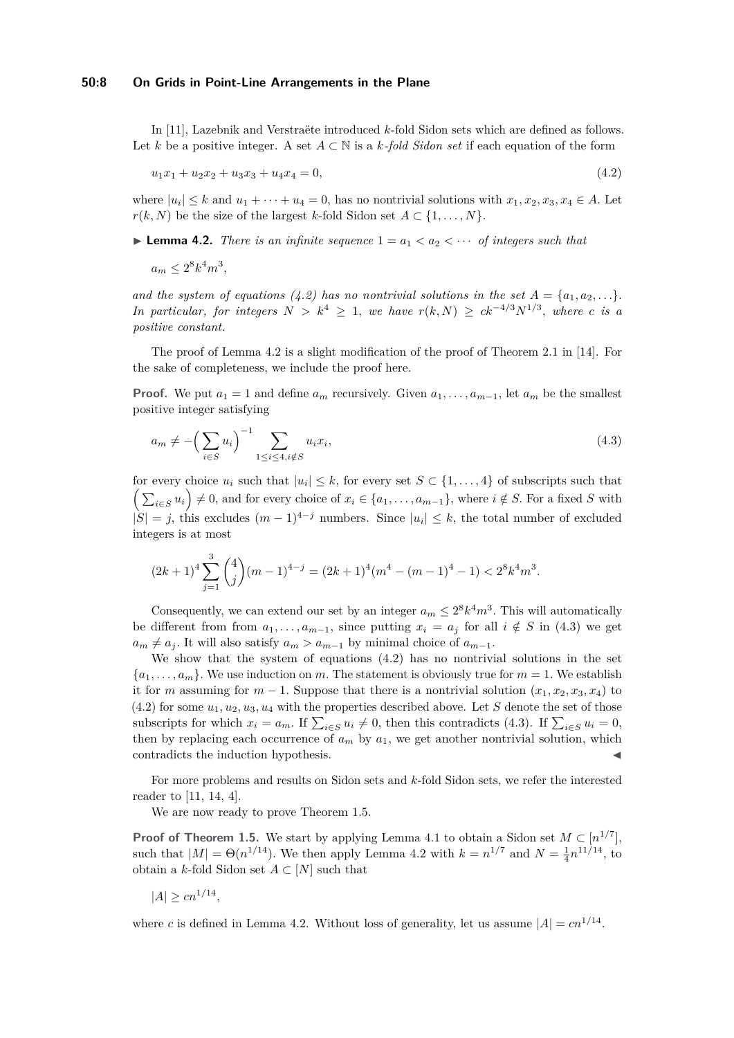In [11], Lazebnik and Verstraëte introduced $k$-fold Sidon sets which are defined as follows. Let $k$ be a positive integer. A set $A \subset \mathbb{N}$ is a *$k$-fold Sidon set* if each equation of the form

$$u_1x_1 + u_2x_2 + u_3x_3 + u_4x_4 = 0, \tag{4.2}$$

where $|u_i| \le k$ and $u_1 + \cdots + u_4 = 0$, has no nontrivial solutions with $x_1, x_2, x_3, x_4 \in A$. Let $r(k, N)$ be the size of the largest $k$-fold Sidon set $A \subset \{1, \ldots, N\}$.

▶ **Lemma 4.2.** *There is an infinite sequence $1 = a_1 < a_2 < \cdots$ of integers such that*

$$a_m \le 2^8 k^4 m^3,$$

*and the system of equations (4.2) has no nontrivial solutions in the set $A = \{a_1, a_2, \ldots\}$. In particular, for integers $N > k^4 \ge 1$, we have $r(k, N) \ge ck^{-4/3}N^{1/3}$, where $c$ is a positive constant.*

The proof of Lemma 4.2 is a slight modification of the proof of Theorem 2.1 in [14]. For the sake of completeness, we include the proof here.

**Proof.** We put $a_1 = 1$ and define $a_m$ recursively. Given $a_1, \ldots, a_{m-1}$, let $a_m$ be the smallest positive integer satisfying

$$a_m \ne -\Big(\sum_{i \in S} u_i\Big)^{-1} \sum_{1 \le i \le 4, i \notin S} u_i x_i, \tag{4.3}$$

for every choice $u_i$ such that $|u_i| \le k$, for every set $S \subset \{1, \ldots, 4\}$ of subscripts such that $\Big(\sum_{i \in S} u_i\Big) \ne 0$, and for every choice of $x_i \in \{a_1, \ldots, a_{m-1}\}$, where $i \notin S$. For a fixed $S$ with $|S| = j$, this excludes $(m-1)^{4-j}$ numbers. Since $|u_i| \le k$, the total number of excluded integers is at most

$$(2k+1)^4 \sum_{j=1}^{3} \binom{4}{j} (m-1)^{4-j} = (2k+1)^4(m^4 - (m-1)^4 - 1) < 2^8 k^4 m^3.$$

Consequently, we can extend our set by an integer $a_m \le 2^8k^4m^3$. This will automatically be different from from $a_1, \ldots, a_{m-1}$, since putting $x_i = a_j$ for all $i \notin S$ in (4.3) we get $a_m \ne a_j$. It will also satisfy $a_m > a_{m-1}$ by minimal choice of $a_{m-1}$.

We show that the system of equations (4.2) has no nontrivial solutions in the set $\{a_1, \ldots, a_m\}$. We use induction on $m$. The statement is obviously true for $m = 1$. We establish it for $m$ assuming for $m-1$. Suppose that there is a nontrivial solution $(x_1, x_2, x_3, x_4)$ to (4.2) for some $u_1, u_2, u_3, u_4$ with the properties described above. Let $S$ denote the set of those subscripts for which $x_i = a_m$. If $\sum_{i \in S} u_i \ne 0$, then this contradicts (4.3). If $\sum_{i \in S} u_i = 0$, then by replacing each occurrence of $a_m$ by $a_1$, we get another nontrivial solution, which contradicts the induction hypothesis. ◀

For more problems and results on Sidon sets and $k$-fold Sidon sets, we refer the interested reader to [11, 14, 4].

We are now ready to prove Theorem 1.5.

**Proof of Theorem 1.5.** We start by applying Lemma 4.1 to obtain a Sidon set $M \subset [n^{1/7}]$, such that $|M| = \Theta(n^{1/14})$. We then apply Lemma 4.2 with $k = n^{1/7}$ and $N = \frac{1}{4}n^{11/14}$, to obtain a $k$-fold Sidon set $A \subset [N]$ such that

$$|A| \ge cn^{1/14},$$

where $c$ is defined in Lemma 4.2. Without loss of generality, let us assume $|A| = cn^{1/14}$.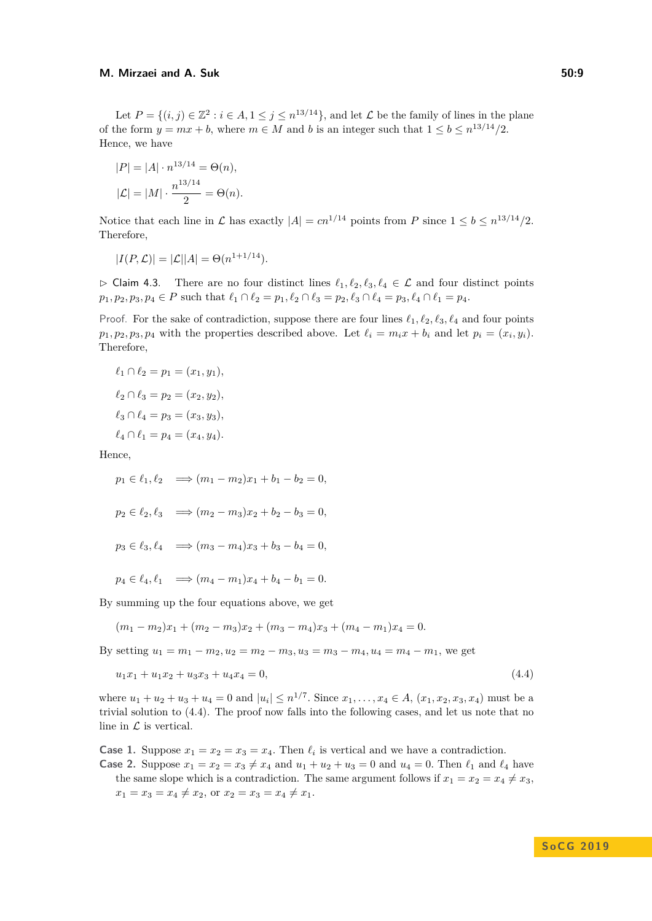Let $P = \{(i,j) \in \mathbb{Z}^2 : i \in A, 1 \leq j \leq n^{13/14}\}$, and let $\mathcal{L}$ be the family of lines in the plane of the form $y = mx + b$, where $m \in M$ and $b$ is an integer such that $1 \leq b \leq n^{13/14}/2$. Hence, we have

$$|P| = |A| \cdot n^{13/14} = \Theta(n),$$

$$|\mathcal{L}| = |M| \cdot \frac{n^{13/14}}{2} = \Theta(n).$$

Notice that each line in $\mathcal{L}$ has exactly $|A| = cn^{1/14}$ points from $P$ since $1 \leq b \leq n^{13/14}/2$. Therefore,

$$|I(P, \mathcal{L})| = |\mathcal{L}||A| = \Theta(n^{1+1/14}).$$

▷ Claim 4.3. There are no four distinct lines $\ell_1, \ell_2, \ell_3, \ell_4 \in \mathcal{L}$ and four distinct points $p_1, p_2, p_3, p_4 \in P$ such that $\ell_1 \cap \ell_2 = p_1, \ell_2 \cap \ell_3 = p_2, \ell_3 \cap \ell_4 = p_3, \ell_4 \cap \ell_1 = p_4$.

*Proof.* For the sake of contradiction, suppose there are four lines $\ell_1, \ell_2, \ell_3, \ell_4$ and four points $p_1, p_2, p_3, p_4$ with the properties described above. Let $\ell_i = m_i x + b_i$ and let $p_i = (x_i, y_i)$. Therefore,

$$\ell_1 \cap \ell_2 = p_1 = (x_1, y_1),$$

$$\ell_2 \cap \ell_3 = p_2 = (x_2, y_2),$$

$$\ell_3 \cap \ell_4 = p_3 = (x_3, y_3),$$

$$\ell_4 \cap \ell_1 = p_4 = (x_4, y_4).$$

Hence,

$$p_1 \in \ell_1, \ell_2 \quad \Longrightarrow (m_1 - m_2)x_1 + b_1 - b_2 = 0,$$

$$p_2 \in \ell_2, \ell_3 \quad \Longrightarrow (m_2 - m_3)x_2 + b_2 - b_3 = 0,$$

$$p_3 \in \ell_3, \ell_4 \quad \Longrightarrow (m_3 - m_4)x_3 + b_3 - b_4 = 0,$$

$$p_4 \in \ell_4, \ell_1 \quad \Longrightarrow (m_4 - m_1)x_4 + b_4 - b_1 = 0.$$

By summing up the four equations above, we get

$$(m_1 - m_2)x_1 + (m_2 - m_3)x_2 + (m_3 - m_4)x_3 + (m_4 - m_1)x_4 = 0.$$

By setting $u_1 = m_1 - m_2, u_2 = m_2 - m_3, u_3 = m_3 - m_4, u_4 = m_4 - m_1$, we get

$$u_1 x_1 + u_1 x_2 + u_3 x_3 + u_4 x_4 = 0, \tag{4.4}$$

where $u_1 + u_2 + u_3 + u_4 = 0$ and $|u_i| \leq n^{1/7}$. Since $x_1, \ldots, x_4 \in A$, $(x_1, x_2, x_3, x_4)$ must be a trivial solution to (4.4). The proof now falls into the following cases, and let us note that no line in $\mathcal{L}$ is vertical.

**Case 1.** Suppose $x_1 = x_2 = x_3 = x_4$. Then $\ell_i$ is vertical and we have a contradiction.

**Case 2.** Suppose $x_1 = x_2 = x_3 \neq x_4$ and $u_1 + u_2 + u_3 = 0$ and $u_4 = 0$. Then $\ell_1$ and $\ell_4$ have the same slope which is a contradiction. The same argument follows if $x_1 = x_2 = x_4 \neq x_3$, $x_1 = x_3 = x_4 \neq x_2$, or $x_2 = x_3 = x_4 \neq x_1$.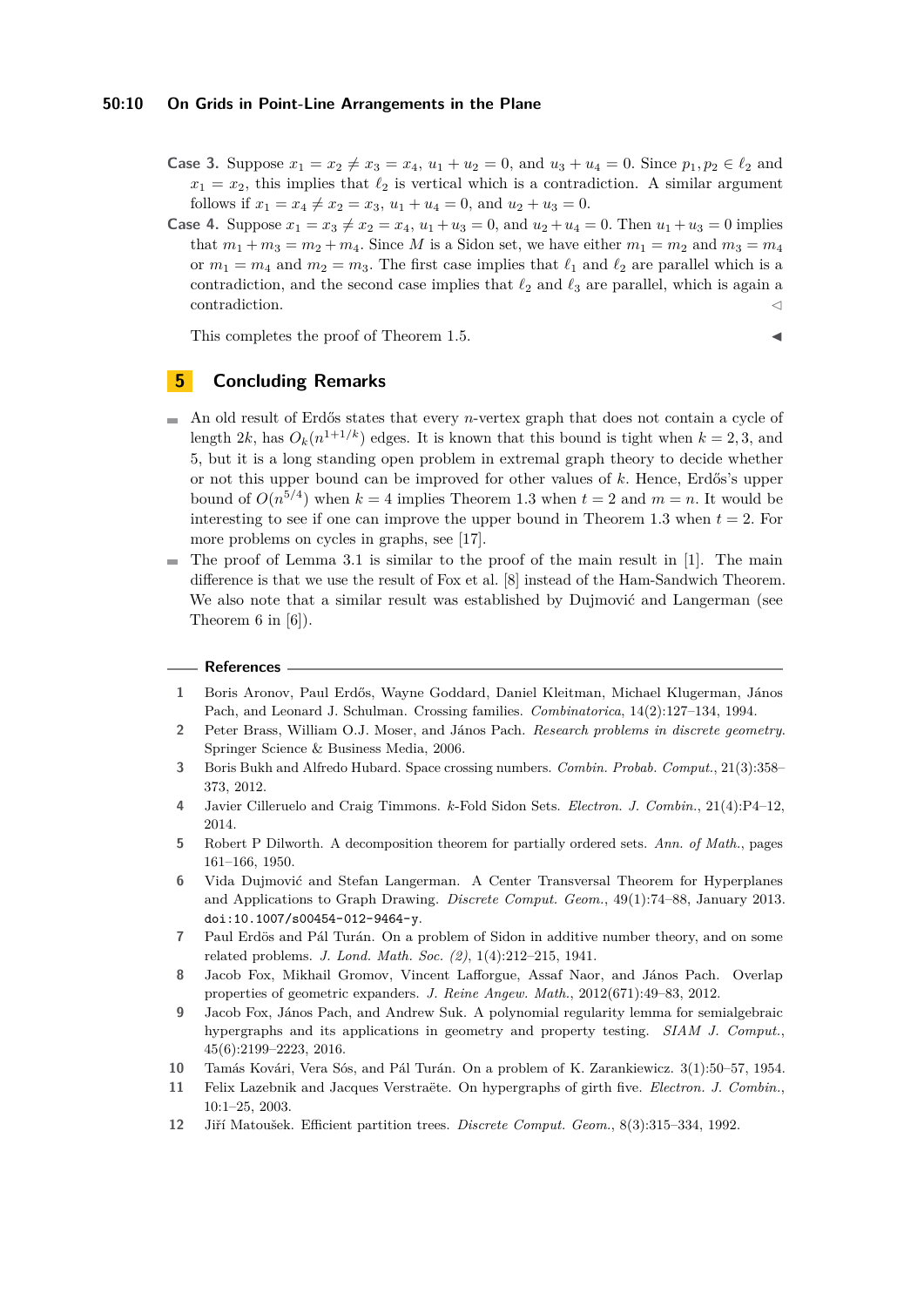**Case 3.** Suppose $x_1 = x_2 \neq x_3 = x_4$, $u_1 + u_2 = 0$, and $u_3 + u_4 = 0$. Since $p_1, p_2 \in \ell_2$ and $x_1 = x_2$, this implies that $\ell_2$ is vertical which is a contradiction. A similar argument follows if $x_1 = x_4 \neq x_2 = x_3$, $u_1 + u_4 = 0$, and $u_2 + u_3 = 0$.

**Case 4.** Suppose $x_1 = x_3 \neq x_2 = x_4$, $u_1 + u_3 = 0$, and $u_2 + u_4 = 0$. Then $u_1 + u_3 = 0$ implies that $m_1 + m_3 = m_2 + m_4$. Since $M$ is a Sidon set, we have either $m_1 = m_2$ and $m_3 = m_4$ or $m_1 = m_4$ and $m_2 = m_3$. The first case implies that $\ell_1$ and $\ell_2$ are parallel which is a contradiction, and the second case implies that $\ell_2$ and $\ell_3$ are parallel, which is again a contradiction. ◁

This completes the proof of Theorem 1.5. ◀

## 5 Concluding Remarks

- An old result of Erdős states that every $n$-vertex graph that does not contain a cycle of length $2k$, has $O_k(n^{1+1/k})$ edges. It is known that this bound is tight when $k = 2, 3$, and 5, but it is a long standing open problem in extremal graph theory to decide whether or not this upper bound can be improved for other values of $k$. Hence, Erdős's upper bound of $O(n^{5/4})$ when $k = 4$ implies Theorem 1.3 when $t = 2$ and $m = n$. It would be interesting to see if one can improve the upper bound in Theorem 1.3 when $t = 2$. For more problems on cycles in graphs, see [17].
- The proof of Lemma 3.1 is similar to the proof of the main result in [1]. The main difference is that we use the result of Fox et al. [8] instead of the Ham-Sandwich Theorem. We also note that a similar result was established by Dujmović and Langerman (see Theorem 6 in [6]).

## References

1. Boris Aronov, Paul Erdős, Wayne Goddard, Daniel Kleitman, Michael Klugerman, János Pach, and Leonard J. Schulman. Crossing families. *Combinatorica*, 14(2):127–134, 1994.
2. Peter Brass, William O.J. Moser, and János Pach. *Research problems in discrete geometry*. Springer Science & Business Media, 2006.
3. Boris Bukh and Alfredo Hubard. Space crossing numbers. *Combin. Probab. Comput.*, 21(3):358–373, 2012.
4. Javier Cilleruelo and Craig Timmons. $k$-Fold Sidon Sets. *Electron. J. Combin.*, 21(4):P4–12, 2014.
5. Robert P Dilworth. A decomposition theorem for partially ordered sets. *Ann. of Math.*, pages 161–166, 1950.
6. Vida Dujmović and Stefan Langerman. A Center Transversal Theorem for Hyperplanes and Applications to Graph Drawing. *Discrete Comput. Geom.*, 49(1):74–88, January 2013. doi:10.1007/s00454-012-9464-y.
7. Paul Erdös and Pál Turán. On a problem of Sidon in additive number theory, and on some related problems. *J. Lond. Math. Soc. (2)*, 1(4):212–215, 1941.
8. Jacob Fox, Mikhail Gromov, Vincent Lafforgue, Assaf Naor, and János Pach. Overlap properties of geometric expanders. *J. Reine Angew. Math.*, 2012(671):49–83, 2012.
9. Jacob Fox, János Pach, and Andrew Suk. A polynomial regularity lemma for semialgebraic hypergraphs and its applications in geometry and property testing. *SIAM J. Comput.*, 45(6):2199–2223, 2016.
10. Tamás Kovári, Vera Sós, and Pál Turán. On a problem of K. Zarankiewicz. 3(1):50–57, 1954.
11. Felix Lazebnik and Jacques Verstraëte. On hypergraphs of girth five. *Electron. J. Combin.*, 10:1–25, 2003.
12. Jiří Matoušek. Efficient partition trees. *Discrete Comput. Geom.*, 8(3):315–334, 1992.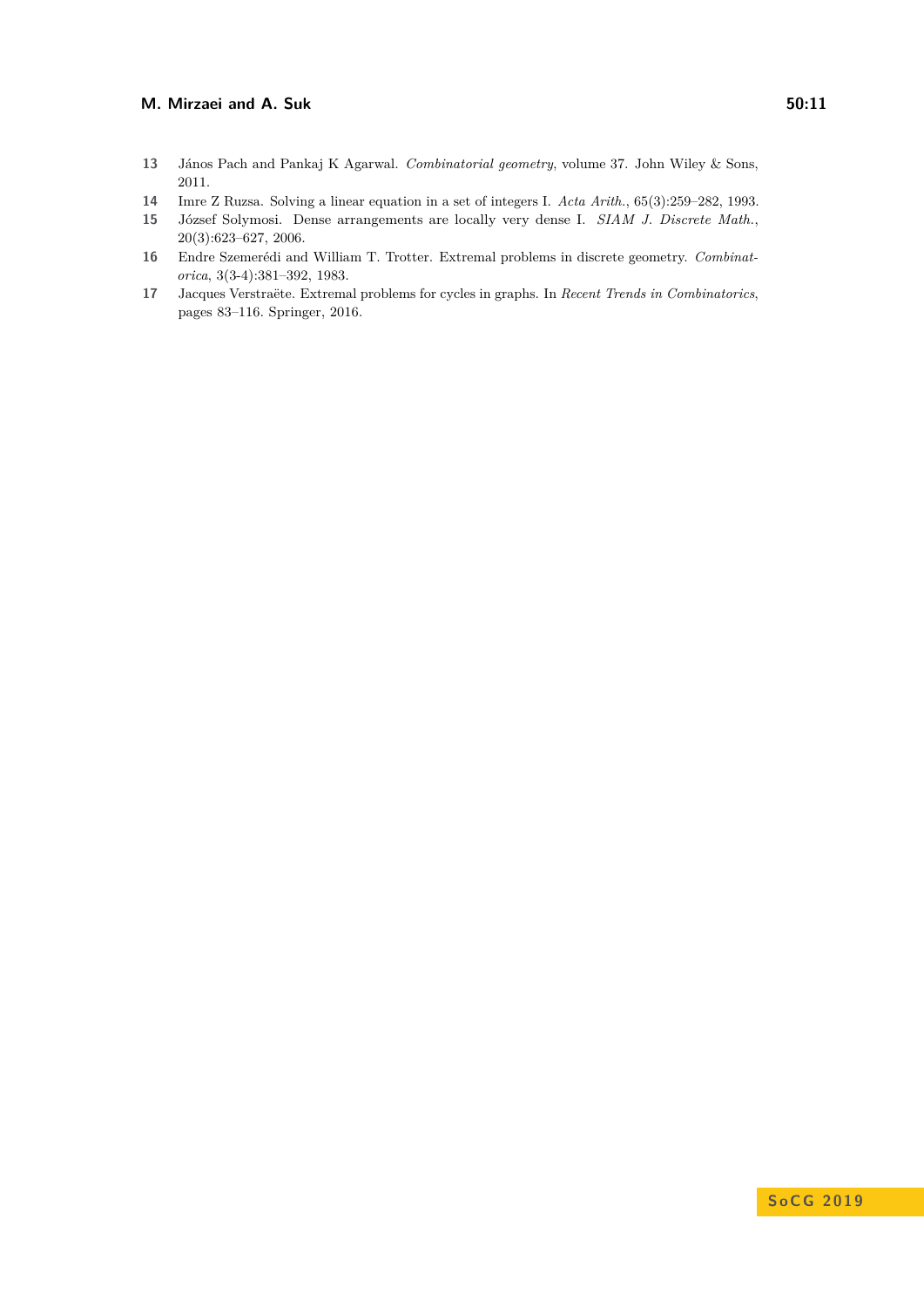13 János Pach and Pankaj K Agarwal. *Combinatorial geometry*, volume 37. John Wiley & Sons, 2011.

14 Imre Z Ruzsa. Solving a linear equation in a set of integers I. *Acta Arith.*, 65(3):259–282, 1993.

15 József Solymosi. Dense arrangements are locally very dense I. *SIAM J. Discrete Math.*, 20(3):623–627, 2006.

16 Endre Szemerédi and William T. Trotter. Extremal problems in discrete geometry. *Combinatorica*, 3(3-4):381–392, 1983.

17 Jacques Verstraëte. Extremal problems for cycles in graphs. In *Recent Trends in Combinatorics*, pages 83–116. Springer, 2016.